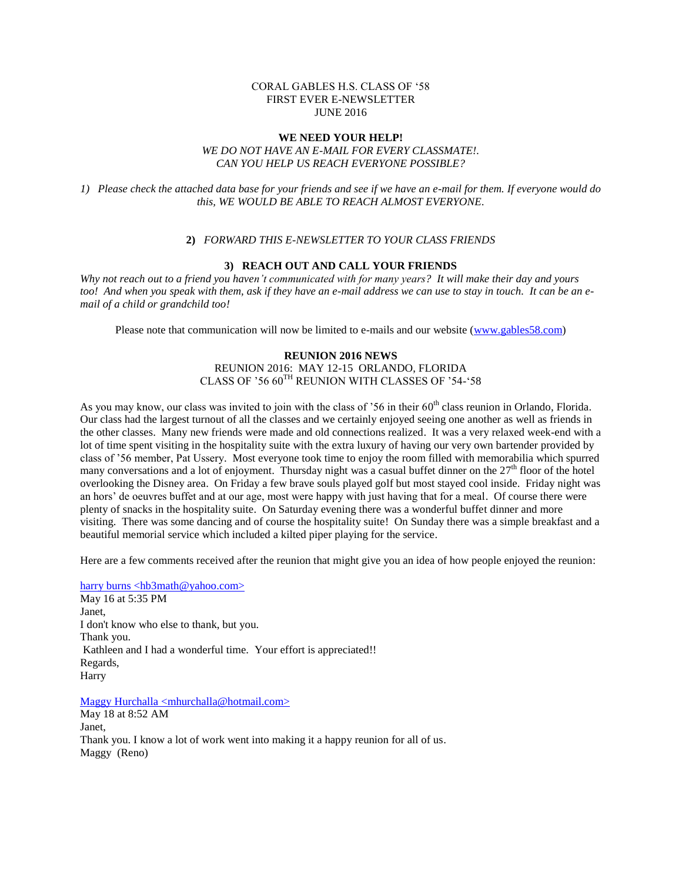CORAL GABLES H.S. CLASS OF '58
FIRST EVER E-NEWSLETTER
JUNE 2016

**WE NEED YOUR HELP!**

*WE DO NOT HAVE AN E-MAIL FOR EVERY CLASSMATE!.*
*CAN YOU HELP US REACH EVERYONE POSSIBLE?*

*1) Please check the attached data base for your friends and see if we have an e-mail for them. If everyone would do this, WE WOULD BE ABLE TO REACH ALMOST EVERYONE.*

**2)** *FORWARD THIS E-NEWSLETTER TO YOUR CLASS FRIENDS*

**3) REACH OUT AND CALL YOUR FRIENDS**

*Why not reach out to a friend you haven't communicated with for many years? It will make their day and yours too! And when you speak with them, ask if they have an e-mail address we can use to stay in touch. It can be an e-mail of a child or grandchild too!*

Please note that communication will now be limited to e-mails and our website (www.gables58.com)

**REUNION 2016 NEWS**

REUNION 2016: MAY 12-15 ORLANDO, FLORIDA
CLASS OF '56 60TH REUNION WITH CLASSES OF '54-'58

As you may know, our class was invited to join with the class of '56 in their 60th class reunion in Orlando, Florida. Our class had the largest turnout of all the classes and we certainly enjoyed seeing one another as well as friends in the other classes. Many new friends were made and old connections realized. It was a very relaxed week-end with a lot of time spent visiting in the hospitality suite with the extra luxury of having our very own bartender provided by class of '56 member, Pat Ussery. Most everyone took time to enjoy the room filled with memorabilia which spurred many conversations and a lot of enjoyment. Thursday night was a casual buffet dinner on the 27th floor of the hotel overlooking the Disney area. On Friday a few brave souls played golf but most stayed cool inside. Friday night was an hors' de oeuvres buffet and at our age, most were happy with just having that for a meal. Of course there were plenty of snacks in the hospitality suite. On Saturday evening there was a wonderful buffet dinner and more visiting. There was some dancing and of course the hospitality suite! On Sunday there was a simple breakfast and a beautiful memorial service which included a kilted piper playing for the service.

Here are a few comments received after the reunion that might give you an idea of how people enjoyed the reunion:

harry burns <hb3math@yahoo.com>
May 16 at 5:35 PM
Janet,
I don't know who else to thank, but you.
Thank you.
Kathleen and I had a wonderful time. Your effort is appreciated!!
Regards,
Harry

Maggy Hurchalla <mhurchalla@hotmail.com>
May 18 at 8:52 AM
Janet,
Thank you. I know a lot of work went into making it a happy reunion for all of us.
Maggy (Reno)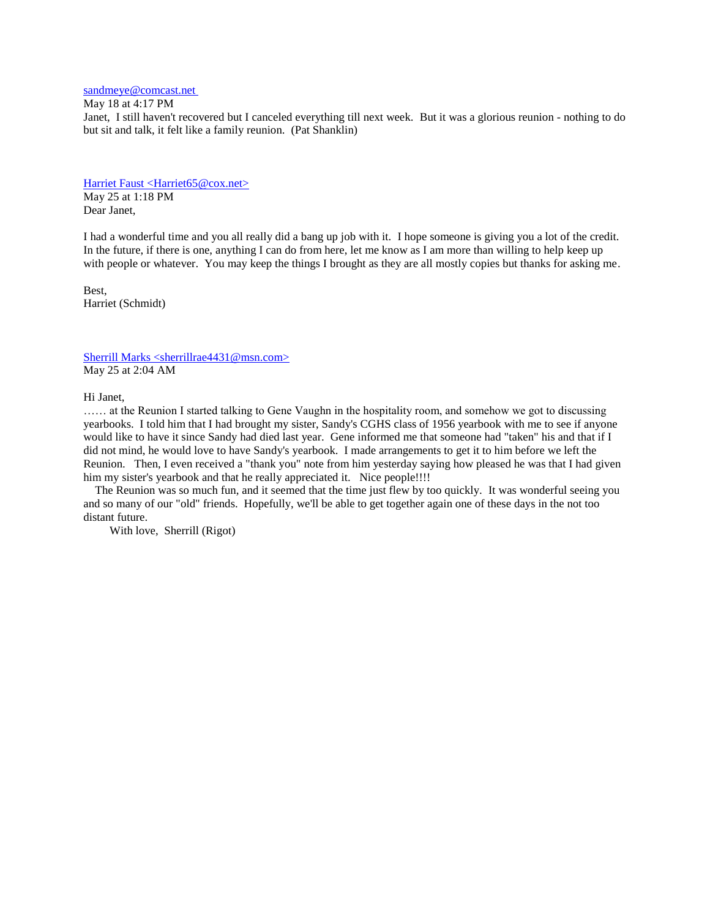sandmeye@comcast.net
May 18 at 4:17 PM
Janet, I still haven't recovered but I canceled everything till next week. But it was a glorious reunion - nothing to do but sit and talk, it felt like a family reunion. (Pat Shanklin)

Harriet Faust <Harriet65@cox.net>
May 25 at 1:18 PM
Dear Janet,

I had a wonderful time and you all really did a bang up job with it. I hope someone is giving you a lot of the credit. In the future, if there is one, anything I can do from here, let me know as I am more than willing to help keep up with people or whatever. You may keep the things I brought as they are all mostly copies but thanks for asking me.

Best,
Harriet (Schmidt)

Sherrill Marks <sherrillrae4431@msn.com>
May 25 at 2:04 AM

Hi Janet,
…… at the Reunion I started talking to Gene Vaughn in the hospitality room, and somehow we got to discussing yearbooks. I told him that I had brought my sister, Sandy's CGHS class of 1956 yearbook with me to see if anyone would like to have it since Sandy had died last year. Gene informed me that someone had "taken" his and that if I did not mind, he would love to have Sandy's yearbook. I made arrangements to get it to him before we left the Reunion. Then, I even received a "thank you" note from him yesterday saying how pleased he was that I had given him my sister's yearbook and that he really appreciated it. Nice people!!!!

The Reunion was so much fun, and it seemed that the time just flew by too quickly. It was wonderful seeing you and so many of our "old" friends. Hopefully, we'll be able to get together again one of these days in the not too distant future.

With love, Sherrill (Rigot)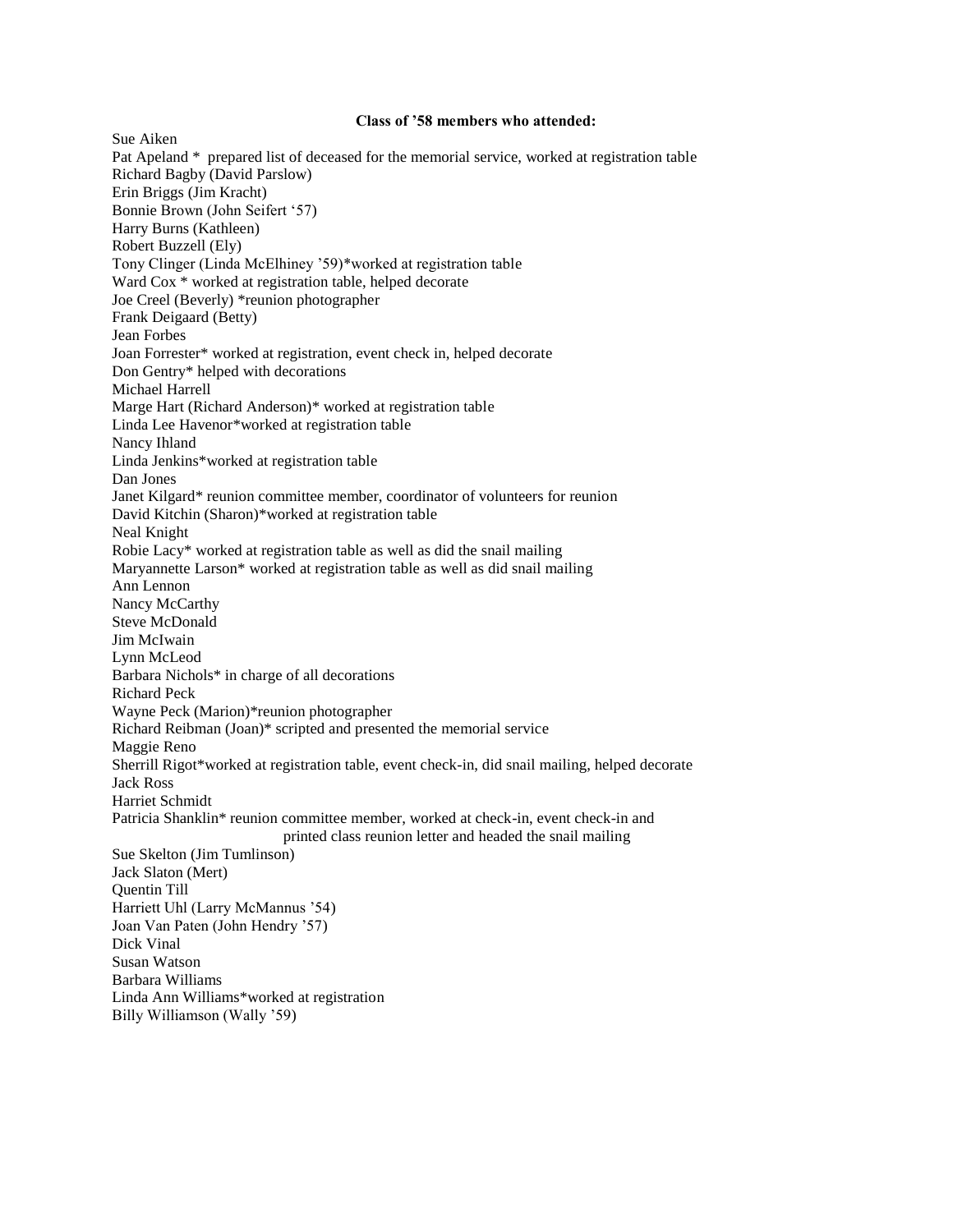**Class of '58 members who attended:**

Sue Aiken
Pat Apeland * prepared list of deceased for the memorial service, worked at registration table
Richard Bagby (David Parslow)
Erin Briggs (Jim Kracht)
Bonnie Brown (John Seifert '57)
Harry Burns (Kathleen)
Robert Buzzell (Ely)
Tony Clinger (Linda McElhiney '59)*worked at registration table
Ward Cox * worked at registration table, helped decorate
Joe Creel (Beverly) *reunion photographer
Frank Deigaard (Betty)
Jean Forbes
Joan Forrester* worked at registration, event check in, helped decorate
Don Gentry* helped with decorations
Michael Harrell
Marge Hart (Richard Anderson)* worked at registration table
Linda Lee Havenor*worked at registration table
Nancy Ihland
Linda Jenkins*worked at registration table
Dan Jones
Janet Kilgard* reunion committee member, coordinator of volunteers for reunion
David Kitchin (Sharon)*worked at registration table
Neal Knight
Robie Lacy* worked at registration table as well as did the snail mailing
Maryannette Larson* worked at registration table as well as did snail mailing
Ann Lennon
Nancy McCarthy
Steve McDonald
Jim McIwain
Lynn McLeod
Barbara Nichols* in charge of all decorations
Richard Peck
Wayne Peck (Marion)*reunion photographer
Richard Reibman (Joan)* scripted and presented the memorial service
Maggie Reno
Sherrill Rigot*worked at registration table, event check-in, did snail mailing, helped decorate
Jack Ross
Harriet Schmidt
Patricia Shanklin* reunion committee member, worked at check-in, event check-in and printed class reunion letter and headed the snail mailing
Sue Skelton (Jim Tumlinson)
Jack Slaton (Mert)
Quentin Till
Harriett Uhl (Larry McMannus '54)
Joan Van Paten (John Hendry '57)
Dick Vinal
Susan Watson
Barbara Williams
Linda Ann Williams*worked at registration
Billy Williamson (Wally '59)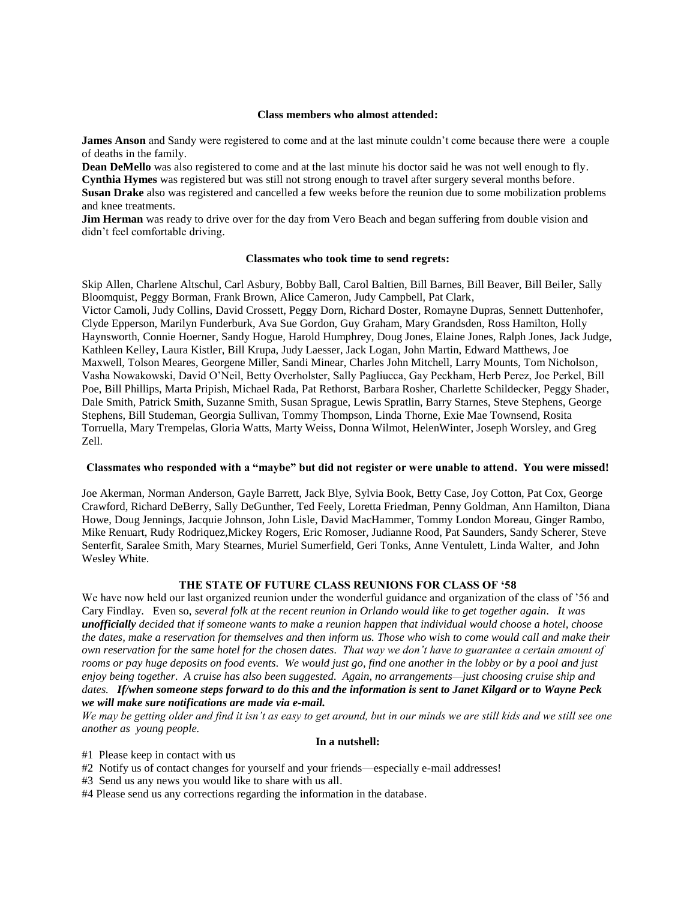**Class members who almost attended:**

**James Anson** and Sandy were registered to come and at the last minute couldn't come because there were a couple of deaths in the family.
**Dean DeMello** was also registered to come and at the last minute his doctor said he was not well enough to fly.
**Cynthia Hymes** was registered but was still not strong enough to travel after surgery several months before.
**Susan Drake** also was registered and cancelled a few weeks before the reunion due to some mobilization problems and knee treatments.
**Jim Herman** was ready to drive over for the day from Vero Beach and began suffering from double vision and didn't feel comfortable driving.

**Classmates who took time to send regrets:**

Skip Allen, Charlene Altschul, Carl Asbury, Bobby Ball, Carol Baltien, Bill Barnes, Bill Beaver, Bill Beiler, Sally Bloomquist, Peggy Borman, Frank Brown, Alice Cameron, Judy Campbell, Pat Clark,
Victor Camoli, Judy Collins, David Crossett, Peggy Dorn, Richard Doster, Romayne Dupras, Sennett Duttenhofer, Clyde Epperson, Marilyn Funderburk, Ava Sue Gordon, Guy Graham, Mary Grandsden, Ross Hamilton, Holly Haynsworth, Connie Hoerner, Sandy Hogue, Harold Humphrey, Doug Jones, Elaine Jones, Ralph Jones, Jack Judge, Kathleen Kelley, Laura Kistler, Bill Krupa, Judy Laesser, Jack Logan, John Martin, Edward Matthews, Joe Maxwell, Tolson Meares, Georgene Miller, Sandi Minear, Charles John Mitchell, Larry Mounts, Tom Nicholson, Vasha Nowakowski, David O'Neil, Betty Overholster, Sally Pagliucca, Gay Peckham, Herb Perez, Joe Perkel, Bill Poe, Bill Phillips, Marta Pripish, Michael Rada, Pat Rethorst, Barbara Rosher, Charlette Schildecker, Peggy Shader, Dale Smith, Patrick Smith, Suzanne Smith, Susan Sprague, Lewis Spratlin, Barry Starnes, Steve Stephens, George Stephens, Bill Studeman, Georgia Sullivan, Tommy Thompson, Linda Thorne, Exie Mae Townsend, Rosita Torruella, Mary Trempelas, Gloria Watts, Marty Weiss, Donna Wilmot, HelenWinter, Joseph Worsley, and Greg Zell.

**Classmates who responded with a "maybe" but did not register or were unable to attend. You were missed!**

Joe Akerman, Norman Anderson, Gayle Barrett, Jack Blye, Sylvia Book, Betty Case, Joy Cotton, Pat Cox, George Crawford, Richard DeBerry, Sally DeGunther, Ted Feely, Loretta Friedman, Penny Goldman, Ann Hamilton, Diana Howe, Doug Jennings, Jacquie Johnson, John Lisle, David MacHammer, Tommy London Moreau, Ginger Rambo, Mike Renuart, Rudy Rodriquez,Mickey Rogers, Eric Romoser, Judianne Rood, Pat Saunders, Sandy Scherer, Steve Senterfit, Saralee Smith, Mary Stearnes, Muriel Sumerfield, Geri Tonks, Anne Ventulett, Linda Walter, and John Wesley White.

**THE STATE OF FUTURE CLASS REUNIONS FOR CLASS OF '58**

We have now held our last organized reunion under the wonderful guidance and organization of the class of '56 and Cary Findlay. Even so, *several folk at the recent reunion in Orlando would like to get together again. It was **unofficially** decided that if someone wants to make a reunion happen that individual would choose a hotel, choose the dates, make a reservation for themselves and then inform us. Those who wish to come would call and make their own reservation for the same hotel for the chosen dates. That way we don't have to guarantee a certain amount of rooms or pay huge deposits on food events. We would just go, find one another in the lobby or by a pool and just enjoy being together. A cruise has also been suggested. Again, no arrangements—just choosing cruise ship and dates. **If/when someone steps forward to do this and the information is sent to Janet Kilgard or to Wayne Peck we will make sure notifications are made via e-mail.***

*We may be getting older and find it isn't as easy to get around, but in our minds we are still kids and we still see one another as young people.*

**In a nutshell:**

#1 Please keep in contact with us
#2 Notify us of contact changes for yourself and your friends—especially e-mail addresses!
#3 Send us any news you would like to share with us all.
#4 Please send us any corrections regarding the information in the database.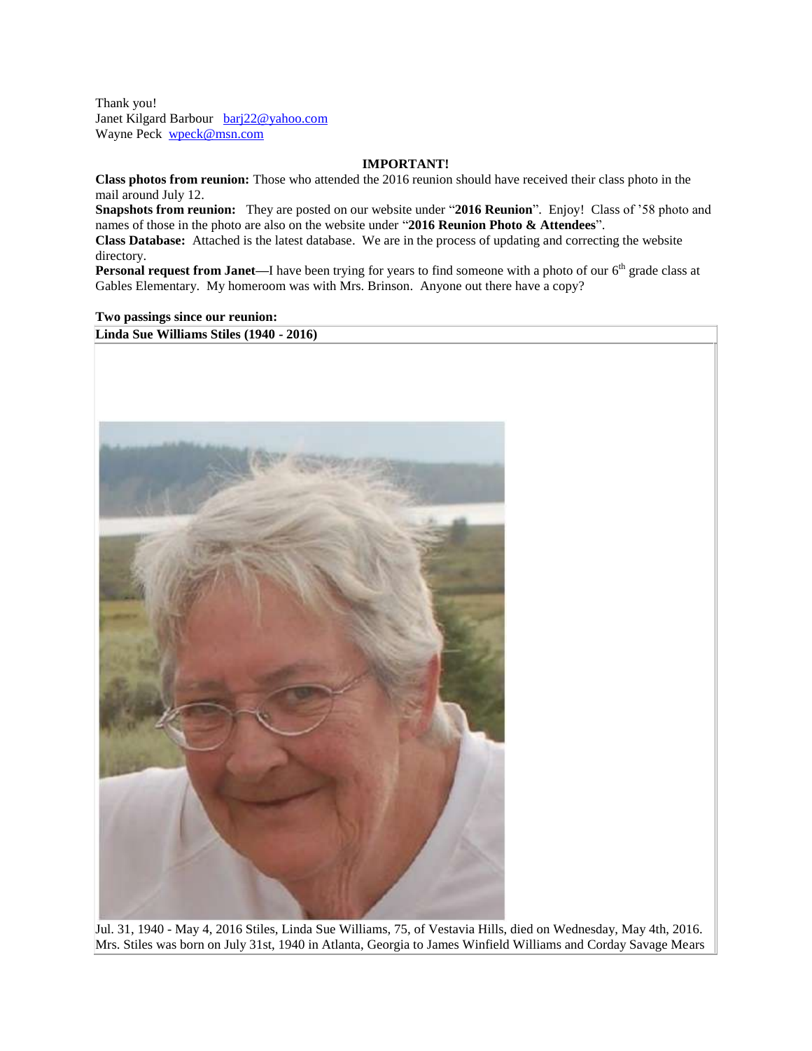Thank you!
Janet Kilgard Barbour barj22@yahoo.com
Wayne Peck wpeck@msn.com

**IMPORTANT!**

**Class photos from reunion:** Those who attended the 2016 reunion should have received their class photo in the mail around July 12.
**Snapshots from reunion:** They are posted on our website under "**2016 Reunion**". Enjoy! Class of '58 photo and names of those in the photo are also on the website under "**2016 Reunion Photo & Attendees**".
**Class Database:** Attached is the latest database. We are in the process of updating and correcting the website directory.
**Personal request from Janet**—I have been trying for years to find someone with a photo of our 6th grade class at Gables Elementary. My homeroom was with Mrs. Brinson. Anyone out there have a copy?

**Two passings since our reunion:**

**Linda Sue Williams Stiles (1940 - 2016)**

Jul. 31, 1940 - May 4, 2016 Stiles, Linda Sue Williams, 75, of Vestavia Hills, died on Wednesday, May 4th, 2016. Mrs. Stiles was born on July 31st, 1940 in Atlanta, Georgia to James Winfield Williams and Corday Savage Mears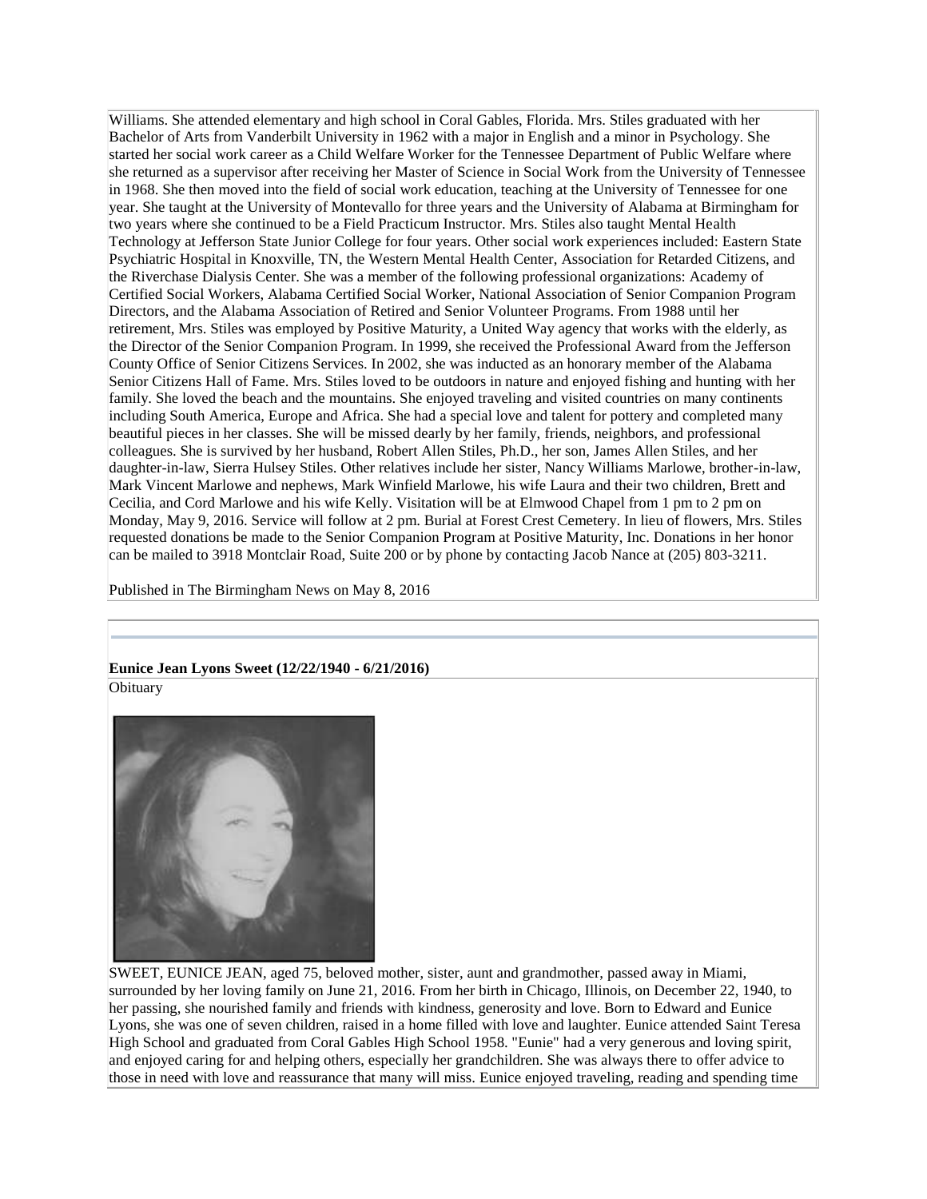Williams. She attended elementary and high school in Coral Gables, Florida. Mrs. Stiles graduated with her Bachelor of Arts from Vanderbilt University in 1962 with a major in English and a minor in Psychology. She started her social work career as a Child Welfare Worker for the Tennessee Department of Public Welfare where she returned as a supervisor after receiving her Master of Science in Social Work from the University of Tennessee in 1968. She then moved into the field of social work education, teaching at the University of Tennessee for one year. She taught at the University of Montevallo for three years and the University of Alabama at Birmingham for two years where she continued to be a Field Practicum Instructor. Mrs. Stiles also taught Mental Health Technology at Jefferson State Junior College for four years. Other social work experiences included: Eastern State Psychiatric Hospital in Knoxville, TN, the Western Mental Health Center, Association for Retarded Citizens, and the Riverchase Dialysis Center. She was a member of the following professional organizations: Academy of Certified Social Workers, Alabama Certified Social Worker, National Association of Senior Companion Program Directors, and the Alabama Association of Retired and Senior Volunteer Programs. From 1988 until her retirement, Mrs. Stiles was employed by Positive Maturity, a United Way agency that works with the elderly, as the Director of the Senior Companion Program. In 1999, she received the Professional Award from the Jefferson County Office of Senior Citizens Services. In 2002, she was inducted as an honorary member of the Alabama Senior Citizens Hall of Fame. Mrs. Stiles loved to be outdoors in nature and enjoyed fishing and hunting with her family. She loved the beach and the mountains. She enjoyed traveling and visited countries on many continents including South America, Europe and Africa. She had a special love and talent for pottery and completed many beautiful pieces in her classes. She will be missed dearly by her family, friends, neighbors, and professional colleagues. She is survived by her husband, Robert Allen Stiles, Ph.D., her son, James Allen Stiles, and her daughter-in-law, Sierra Hulsey Stiles. Other relatives include her sister, Nancy Williams Marlowe, brother-in-law, Mark Vincent Marlowe and nephews, Mark Winfield Marlowe, his wife Laura and their two children, Brett and Cecilia, and Cord Marlowe and his wife Kelly. Visitation will be at Elmwood Chapel from 1 pm to 2 pm on Monday, May 9, 2016. Service will follow at 2 pm. Burial at Forest Crest Cemetery. In lieu of flowers, Mrs. Stiles requested donations be made to the Senior Companion Program at Positive Maturity, Inc. Donations in her honor can be mailed to 3918 Montclair Road, Suite 200 or by phone by contacting Jacob Nance at (205) 803-3211.

Published in The Birmingham News on May 8, 2016

---

**Eunice Jean Lyons Sweet (12/22/1940 - 6/21/2016)**

Obituary

SWEET, EUNICE JEAN, aged 75, beloved mother, sister, aunt and grandmother, passed away in Miami, surrounded by her loving family on June 21, 2016. From her birth in Chicago, Illinois, on December 22, 1940, to her passing, she nourished family and friends with kindness, generosity and love. Born to Edward and Eunice Lyons, she was one of seven children, raised in a home filled with love and laughter. Eunice attended Saint Teresa High School and graduated from Coral Gables High School 1958. "Eunie" had a very generous and loving spirit, and enjoyed caring for and helping others, especially her grandchildren. She was always there to offer advice to those in need with love and reassurance that many will miss. Eunice enjoyed traveling, reading and spending time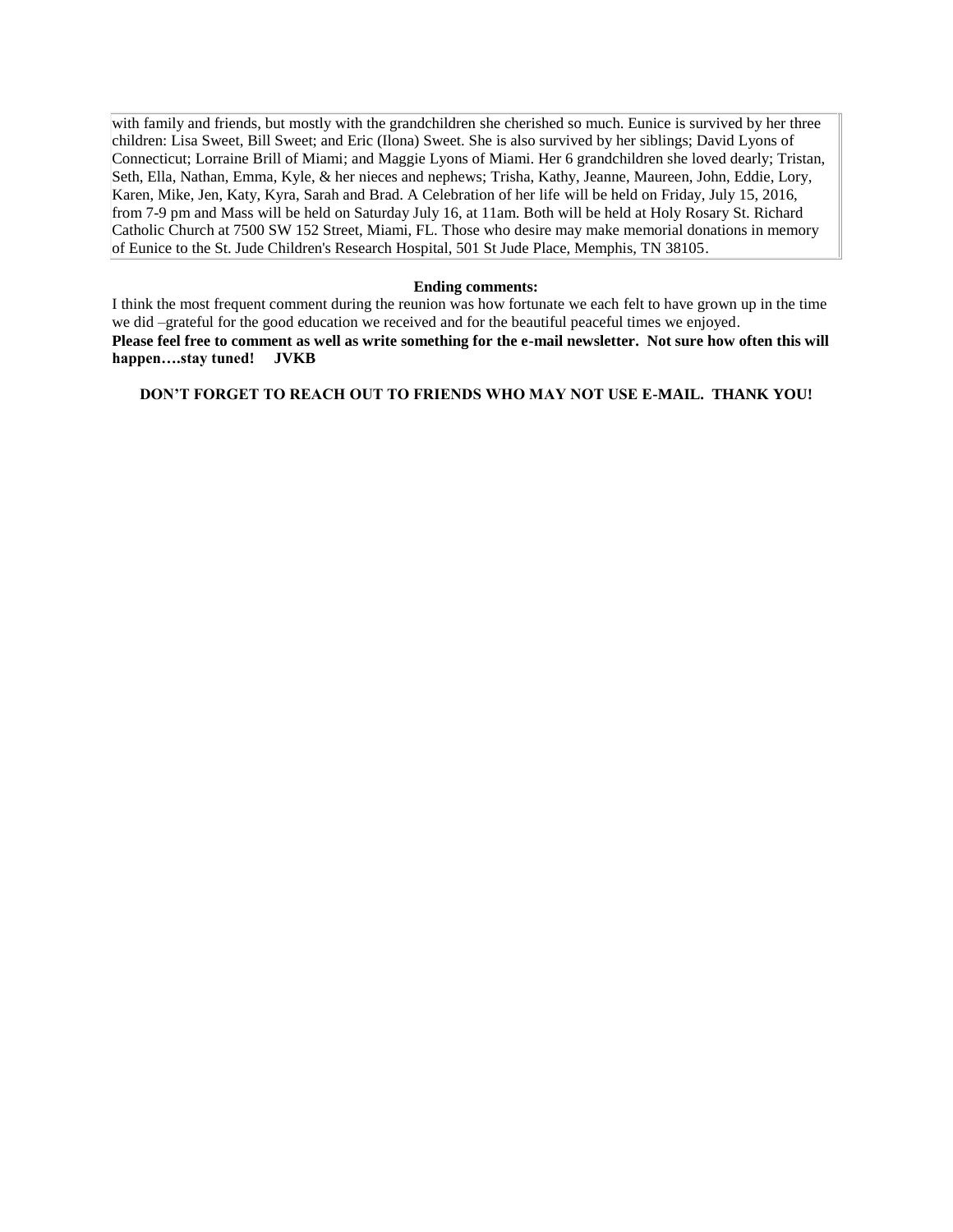with family and friends, but mostly with the grandchildren she cherished so much. Eunice is survived by her three children: Lisa Sweet, Bill Sweet; and Eric (Ilona) Sweet. She is also survived by her siblings; David Lyons of Connecticut; Lorraine Brill of Miami; and Maggie Lyons of Miami. Her 6 grandchildren she loved dearly; Tristan, Seth, Ella, Nathan, Emma, Kyle, & her nieces and nephews; Trisha, Kathy, Jeanne, Maureen, John, Eddie, Lory, Karen, Mike, Jen, Katy, Kyra, Sarah and Brad. A Celebration of her life will be held on Friday, July 15, 2016, from 7-9 pm and Mass will be held on Saturday July 16, at 11am. Both will be held at Holy Rosary St. Richard Catholic Church at 7500 SW 152 Street, Miami, FL. Those who desire may make memorial donations in memory of Eunice to the St. Jude Children's Research Hospital, 501 St Jude Place, Memphis, TN 38105.

**Ending comments:**

I think the most frequent comment during the reunion was how fortunate we each felt to have grown up in the time we did –grateful for the good education we received and for the beautiful peaceful times we enjoyed.

**Please feel free to comment as well as write something for the e-mail newsletter. Not sure how often this will happen….stay tuned! JVKB**

**DON'T FORGET TO REACH OUT TO FRIENDS WHO MAY NOT USE E-MAIL. THANK YOU!**